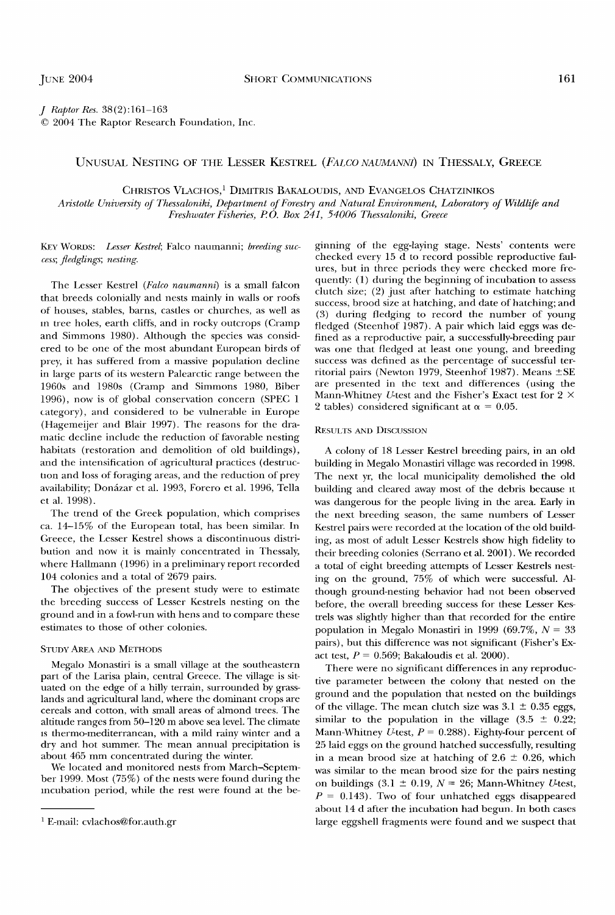*J Raptor Res.* 38(2):161–163
© 2004 The Raptor Research Foundation, Inc.

# Unusual Nesting of the Lesser Kestrel (*Falco naumanni*) in Thessaly, Greece

Christos Vlachos,[1] Dimitris Bakaloudis, and Evangelos Chatzinikos
*Aristotle University of Thessaloniki, Department of Forestry and Natural Environment, Laboratory of Wildlife and Freshwater Fisheries, P.O. Box 241, 54006 Thessaloniki, Greece*

Key Words: *Lesser Kestrel*; Falco naumanni; *breeding success*; *fledglings*; *nesting*.

The Lesser Kestrel (*Falco naumanni*) is a small falcon that breeds colonially and nests mainly in walls or roofs of houses, stables, barns, castles or churches, as well as in tree holes, earth cliffs, and in rocky outcrops (Cramp and Simmons 1980). Although the species was considered to be one of the most abundant European birds of prey, it has suffered from a massive population decline in large parts of its western Palearctic range between the 1960s and 1980s (Cramp and Simmons 1980, Biber 1996), now is of global conservation concern (SPEC 1 category), and considered to be vulnerable in Europe (Hagemeijer and Blair 1997). The reasons for the dramatic decline include the reduction of favorable nesting habitats (restoration and demolition of old buildings), and the intensification of agricultural practices (destruction and loss of foraging areas, and the reduction of prey availability; Donázar et al. 1993, Forero et al. 1996, Tella et al. 1998).

The trend of the Greek population, which comprises ca. 14–15% of the European total, has been similar. In Greece, the Lesser Kestrel shows a discontinuous distribution and now it is mainly concentrated in Thessaly, where Hallmann (1996) in a preliminary report recorded 104 colonies and a total of 2679 pairs.

The objectives of the present study were to estimate the breeding success of Lesser Kestrels nesting on the ground and in a fowl-run with hens and to compare these estimates to those of other colonies.

## Study Area and Methods

Megalo Monastiri is a small village at the southeastern part of the Larisa plain, central Greece. The village is situated on the edge of a hilly terrain, surrounded by grasslands and agricultural land, where the dominant crops are cereals and cotton, with small areas of almond trees. The altitude ranges from 50–120 m above sea level. The climate is thermo-mediterranean, with a mild rainy winter and a dry and hot summer. The mean annual precipitation is about 465 mm concentrated during the winter.

We located and monitored nests from March–September 1999. Most (75%) of the nests were found during the incubation period, while the rest were found at the beginning of the egg-laying stage. Nests' contents were checked every 15 d to record possible reproductive failures, but in three periods they were checked more frequently: (1) during the beginning of incubation to assess clutch size; (2) just after hatching to estimate hatching success, brood size at hatching, and date of hatching; and (3) during fledging to record the number of young fledged (Steenhof 1987). A pair which laid eggs was defined as a reproductive pair, a successfully-breeding pair was one that fledged at least one young, and breeding success was defined as the percentage of successful territorial pairs (Newton 1979, Steenhof 1987). Means ±SE are presented in the text and differences (using the Mann-Whitney *U*-test and the Fisher's Exact test for 2 × 2 tables) considered significant at $\alpha = 0.05$.

## Results and Discussion

A colony of 18 Lesser Kestrel breeding pairs, in an old building in Megalo Monastiri village was recorded in 1998. The next yr, the local municipality demolished the old building and cleared away most of the debris because it was dangerous for the people living in the area. Early in the next breeding season, the same numbers of Lesser Kestrel pairs were recorded at the location of the old building, as most of adult Lesser Kestrels show high fidelity to their breeding colonies (Serrano et al. 2001). We recorded a total of eight breeding attempts of Lesser Kestrels nesting on the ground, 75% of which were successful. Although ground-nesting behavior had not been observed before, the overall breeding success for these Lesser Kestrels was slightly higher than that recorded for the entire population in Megalo Monastiri in 1999 (69.7%, $N = 33$ pairs), but this difference was not significant (Fisher's Exact test, $P = 0.569$; Bakaloudis et al. 2000).

There were no significant differences in any reproductive parameter between the colony that nested on the ground and the population that nested on the buildings of the village. The mean clutch size was 3.1 ± 0.35 eggs, similar to the population in the village (3.5 ± 0.22; Mann-Whitney *U*-test, $P = 0.288$). Eighty-four percent of 25 laid eggs on the ground hatched successfully, resulting in a mean brood size at hatching of 2.6 ± 0.26, which was similar to the mean brood size for the pairs nesting on buildings (3.1 ± 0.19, $N = 26$; Mann-Whitney *U*-test, $P = 0.143$). Two of four unhatched eggs disappeared about 14 d after the incubation had begun. In both cases large eggshell fragments were found and we suspect that

[1] E-mail: cvlachos@for.auth.gr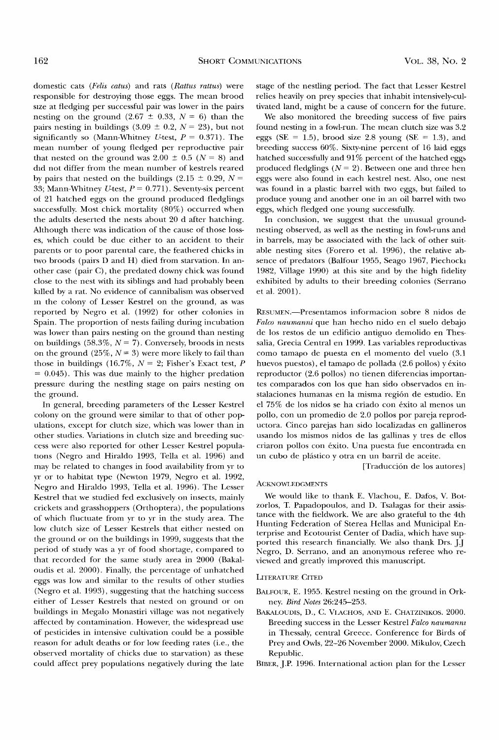domestic cats (*Felis catus*) and rats (*Rattus rattus*) were responsible for destroying those eggs. The mean brood size at fledging per successful pair was lower in the pairs nesting on the ground (2.67 ± 0.33, $N = 6$) than the pairs nesting in buildings (3.09 ± 0.2, $N = 23$), but not significantly so (Mann-Whitney $U$-test, $P = 0.371$). The mean number of young fledged per reproductive pair that nested on the ground was 2.00 ± 0.5 ($N = 8$) and did not differ from the mean number of kestrels reared by pairs that nested on the buildings (2.15 ± 0.29, $N = 33$; Mann-Whitney $U$-test, $P = 0.771$). Seventy-six percent of 21 hatched eggs on the ground produced fledglings successfully. Most chick mortality (80%) occurred when the adults deserted the nests about 20 d after hatching. Although there was indication of the cause of those losses, which could be due either to an accident to their parents or to poor parental care, the feathered chicks in two broods (pairs D and H) died from starvation. In another case (pair C), the predated downy chick was found close to the nest with its siblings and had probably been killed by a rat. No evidence of cannibalism was observed in the colony of Lesser Kestrel on the ground, as was reported by Negro et al. (1992) for other colonies in Spain. The proportion of nests failing during incubation was lower than pairs nesting on the ground than nesting on buildings (58.3%, $N = 7$). Conversely, broods in nests on the ground (25%, $N = 3$) were more likely to fail than those in buildings (16.7%, $N = 2$; Fisher's Exact test, $P = 0.045$). This was due mainly to the higher predation pressure during the nestling stage on pairs nesting on the ground.

In general, breeding parameters of the Lesser Kestrel colony on the ground were similar to that of other populations, except for clutch size, which was lower than in other studies. Variations in clutch size and breeding success were also reported for other Lesser Kestrel populations (Negro and Hiraldo 1993, Tella et al. 1996) and may be related to changes in food availability from yr to yr or to habitat type (Newton 1979, Negro et al. 1992, Negro and Hiraldo 1993, Tella et al. 1996). The Lesser Kestrel that we studied fed exclusively on insects, mainly crickets and grasshoppers (Orthoptera), the populations of which fluctuate from yr to yr in the study area. The low clutch size of Lesser Kestrels that either nested on the ground or on the buildings in 1999, suggests that the period of study was a yr of food shortage, compared to that recorded for the same study area in 2000 (Bakaloudis et al. 2000). Finally, the percentage of unhatched eggs was low and similar to the results of other studies (Negro et al. 1993), suggesting that the hatching success either of Lesser Kestrels that nested on ground or on buildings in Megalo Monastiri village was not negatively affected by contamination. However, the widespread use of pesticides in intensive cultivation could be a possible reason for adult deaths or for low feeding rates (i.e., the observed mortality of chicks due to starvation) as these could affect prey populations negatively during the late stage of the nestling period. The fact that Lesser Kestrel relies heavily on prey species that inhabit intensively-cultivated land, might be a cause of concern for the future.

We also monitored the breeding success of five pairs found nesting in a fowl-run. The mean clutch size was 3.2 eggs (SE = 1.5), brood size 2.8 young (SE = 1.3), and breeding success 60%. Sixty-nine percent of 16 laid eggs hatched successfully and 91% percent of the hatched eggs produced fledglings ($N = 2$). Between one and three hen eggs were also found in each kestrel nest. Also, one nest was found in a plastic barrel with two eggs, but failed to produce young and another one in an oil barrel with two eggs, which fledged one young successfully.

In conclusion, we suggest that the unusual ground-nesting observed, as well as the nesting in fowl-runs and in barrels, may be associated with the lack of other suitable nesting sites (Forero et al. 1996), the relative absence of predators (Balfour 1955, Seago 1967, Piechocki 1982, Village 1990) at this site and by the high fidelity exhibited by adults to their breeding colonies (Serrano et al. 2001).

RESUMEN.—Presentamos informacion sobre 8 nidos de *Falco naumanni* que han hecho nido en el suelo debajo de los restos de un edificio antiguo demolido en Thessalia, Grecia Central en 1999. Las variables reproductivas como tamaṗo de puesta en el momento del vuelo (3.1 huevos puestos), el tamaṗo de pollada (2.6 pollos) y éxito reproductor (2.6 pollos) no tienen diferencias importantes comparados con los que han sido observados en instalaciones humanas en la misma región de estudio. En el 75% de los nidos se ha criado con éxito al menos un pollo, con un promedio de 2.0 pollos por pareja reproductora. Cinco parejas han sido localizadas en gallineros usando los mismos nidos de las gallinas y tres de ellos criaron pollos con éxito. Una puesta fue encontrada en un cubo de plástico y otra en un barril de aceite.

[Traducción de los autores]

## ACKNOWLEDGMENTS

We would like to thank E. Vlachou, E. Dafos, V. Botzorlos, T. Papadopoulos, and D. Tsalagas for their assistance with the fieldwork. We are also grateful to the 4th Hunting Federation of Sterea Hellas and Municipal Enterprise and Ecotourist Center of Dadia, which have supported this research financially. We also thank Drs. J.J Negro, D. Serrano, and an anonymous referee who reviewed and greatly improved this manuscript.

## LITERATURE CITED

BALFOUR, E. 1955. Kestrel nesting on the ground in Orkney. *Bird Notes* 26:245–253.

BAKALOUDIS, D., C. VLACHOS, AND E. CHATZINIKOS. 2000. Breeding success in the Lesser Kestrel *Falco naumanni* in Thessaly, central Greece. Conference for Birds of Prey and Owls, 22–26 November 2000. Mikulov, Czech Republic.

BIBER, J.P. 1996. International action plan for the Lesser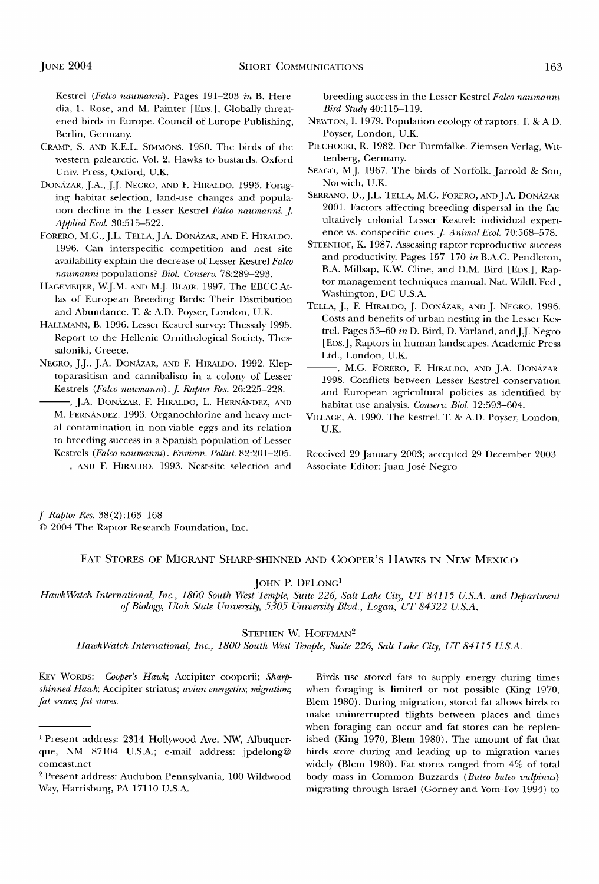Kestrel (*Falco naumanni*). Pages 191–203 *in* B. Heredia, L. Rose, and M. Painter [EDS.], Globally threatened birds in Europe. Council of Europe Publishing, Berlin, Germany.

CRAMP, S. AND K.E.L. SIMMONS. 1980. The birds of the western palearctic. Vol. 2. Hawks to bustards. Oxford Univ. Press, Oxford, U.K.

DONÁZAR, J.A., J.J. NEGRO, AND F. HIRALDO. 1993. Foraging habitat selection, land-use changes and population decline in the Lesser Kestrel *Falco naumanni*. *J. Applied Ecol.* 30:515–522.

FORERO, M.G., J.L. TELLA, J.A. DONÁZAR, AND F. HIRALDO. 1996. Can interspecific competition and nest site availability explain the decrease of Lesser Kestrel *Falco naumanni* populations? *Biol. Conserv.* 78:289–293.

HAGEMEIJER, W.J.M. AND M.J. BLAIR. 1997. The EBCC Atlas of European Breeding Birds: Their Distribution and Abundance. T. & A.D. Poyser, London, U.K.

HALLMANN, B. 1996. Lesser Kestrel survey: Thessaly 1995. Report to the Hellenic Ornithological Society, Thessaloniki, Greece.

NEGRO, J.J., J.A. DONÁZAR, AND F. HIRALDO. 1992. Kleptoparasitism and cannibalism in a colony of Lesser Kestrels (*Falco naumanni*). *J. Raptor Res.* 26:225–228.

———, J.A. DONÁZAR, F. HIRALDO, L. HERNÁNDEZ, AND M. FERNÁNDEZ. 1993. Organochlorine and heavy metal contamination in non-viable eggs and its relation to breeding success in a Spanish population of Lesser Kestrels (*Falco naumanni*). *Environ. Pollut.* 82:201–205.

———, AND F. HIRALDO. 1993. Nest-site selection and breeding success in the Lesser Kestrel *Falco naumanni* *Bird Study* 40:115–119.

NEWTON, I. 1979. Population ecology of raptors. T. & A D. Poyser, London, U.K.

PIECHOCKI, R. 1982. Der Turmfalke. Ziemsen-Verlag, Wittenberg, Germany.

SEAGO, M.J. 1967. The birds of Norfolk. Jarrold & Son, Norwich, U.K.

SERRANO, D., J.L. TELLA, M.G. FORERO, AND J.A. DONÁZAR 2001. Factors affecting breeding dispersal in the facultatively colonial Lesser Kestrel: individual experience vs. conspecific cues. *J. Animal Ecol.* 70:568–578.

STEENHOF, K. 1987. Assessing raptor reproductive success and productivity. Pages 157–170 *in* B.A.G. Pendleton, B.A. Millsap, K.W. Cline, and D.M. Bird [EDS.], Raptor management techniques manual. Nat. Wildl. Fed , Washington, DC U.S.A.

TELLA, J., F. HIRALDO, J. DONÁZAR, AND J. NEGRO. 1996. Costs and benefits of urban nesting in the Lesser Kestrel. Pages 53–60 *in* D. Bird, D. Varland, and J.J. Negro [EDS.], Raptors in human landscapes. Academic Press Ltd., London, U.K.

———, M.G. FORERO, F. HIRALDO, AND J.A. DONÁZAR 1998. Conflicts between Lesser Kestrel conservation and European agricultural policies as identified by habitat use analysis. *Conserv. Biol.* 12:593–604.

VILLAGE, A. 1990. The kestrel. T. & A.D. Poyser, London, U.K.

Received 29 January 2003; accepted 29 December 2003
Associate Editor: Juan José Negro

---

*J Raptor Res.* 38(2):163–168
© 2004 The Raptor Research Foundation, Inc.

## FAT STORES OF MIGRANT SHARP-SHINNED AND COOPER'S HAWKS IN NEW MEXICO

JOHN P. DELONG[1]

*HawkWatch International, Inc., 1800 South West Temple, Suite 226, Salt Lake City, UT 84115 U.S.A. and Department of Biology, Utah State University, 5305 University Blvd., Logan, UT 84322 U.S.A.*

STEPHEN W. HOFFMAN[2]

*HawkWatch International, Inc., 1800 South West Temple, Suite 226, Salt Lake City, UT 84115 U.S.A.*

KEY WORDS: *Cooper's Hawk*; Accipiter cooperii; *Sharp-shinned Hawk*; Accipiter striatus; *avian energetics*; *migration*; *fat scores*; *fat stores*.

Birds use stored fats to supply energy during times when foraging is limited or not possible (King 1970, Blem 1980). During migration, stored fat allows birds to make uninterrupted flights between places and times when foraging can occur and fat stores can be replenished (King 1970, Blem 1980). The amount of fat that birds store during and leading up to migration varies widely (Blem 1980). Fat stores ranged from 4% of total body mass in Common Buzzards (*Buteo buteo vulpinus*) migrating through Israel (Gorney and Yom-Tov 1994) to

[1] Present address: 2314 Hollywood Ave. NW, Albuquerque, NM 87104 U.S.A.; e-mail address: jpdelong@comcast.net

[2] Present address: Audubon Pennsylvania, 100 Wildwood Way, Harrisburg, PA 17110 U.S.A.